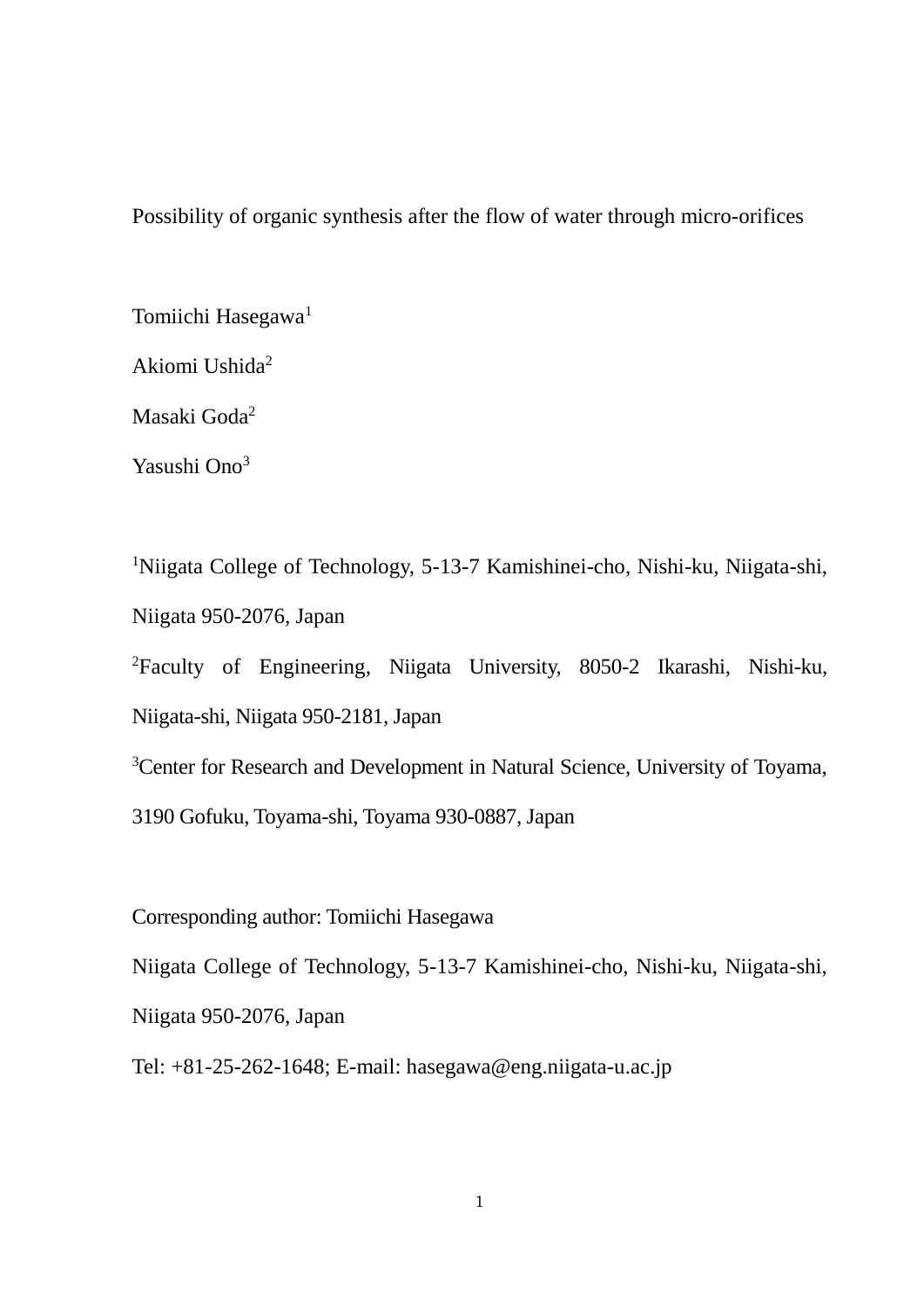# Possibility of organic synthesis after the flow of water through micro-orifices

Tomiichi Hasegawa[1]

Akiomi Ushida[2]

Masaki Goda[2]

Yasushi Ono[3]

[1]Niigata College of Technology, 5-13-7 Kamishinei-cho, Nishi-ku, Niigata-shi, Niigata 950-2076, Japan

[2]Faculty of Engineering, Niigata University, 8050-2 Ikarashi, Nishi-ku, Niigata-shi, Niigata 950-2181, Japan

[3]Center for Research and Development in Natural Science, University of Toyama, 3190 Gofuku, Toyama-shi, Toyama 930-0887, Japan

Corresponding author: Tomiichi Hasegawa

Niigata College of Technology, 5-13-7 Kamishinei-cho, Nishi-ku, Niigata-shi, Niigata 950-2076, Japan

Tel: +81-25-262-1648; E-mail: hasegawa@eng.niigata-u.ac.jp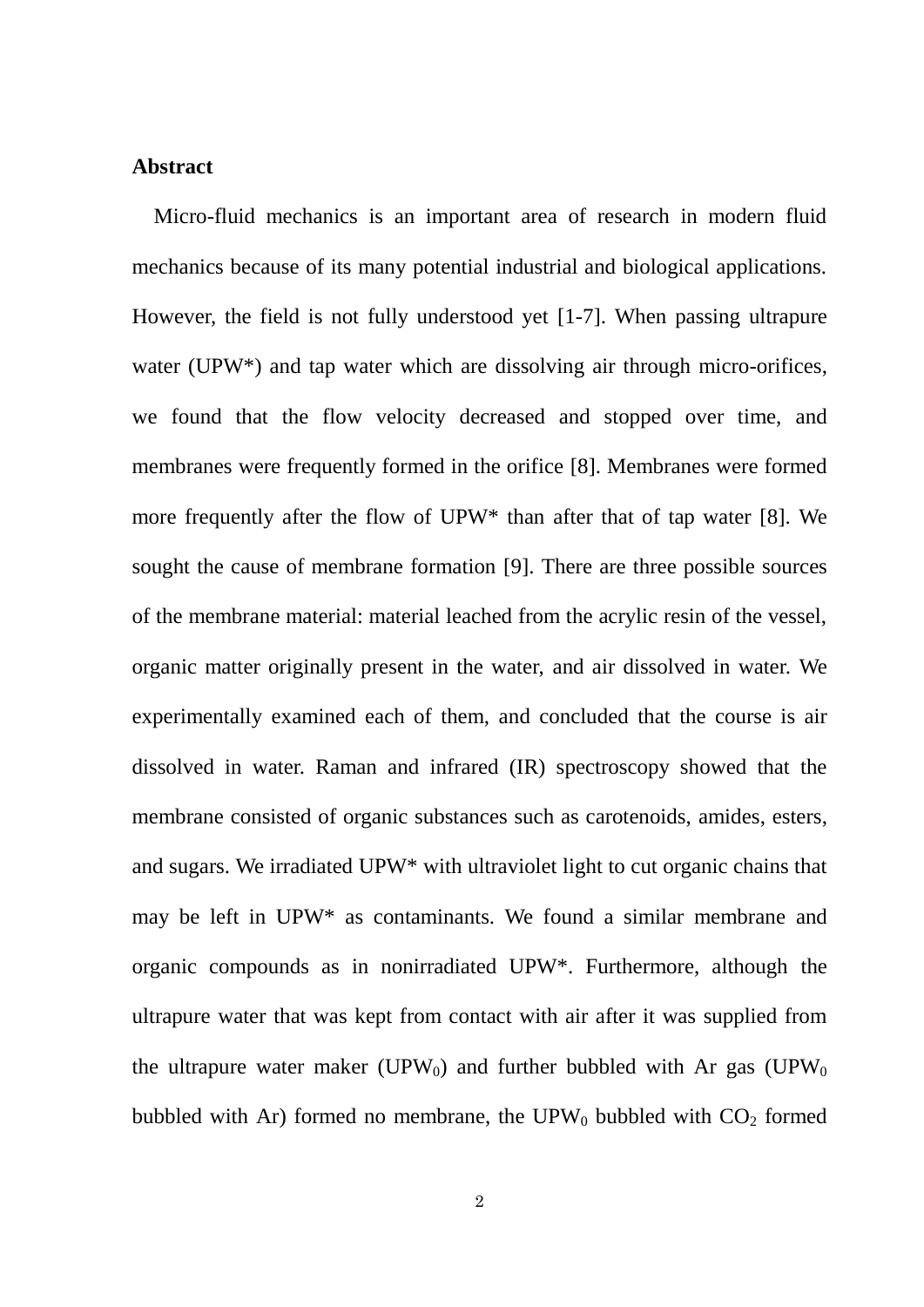**Abstract**

Micro-fluid mechanics is an important area of research in modern fluid mechanics because of its many potential industrial and biological applications. However, the field is not fully understood yet [1-7]. When passing ultrapure water (UPW*) and tap water which are dissolving air through micro-orifices, we found that the flow velocity decreased and stopped over time, and membranes were frequently formed in the orifice [8]. Membranes were formed more frequently after the flow of UPW* than after that of tap water [8]. We sought the cause of membrane formation [9]. There are three possible sources of the membrane material: material leached from the acrylic resin of the vessel, organic matter originally present in the water, and air dissolved in water. We experimentally examined each of them, and concluded that the course is air dissolved in water. Raman and infrared (IR) spectroscopy showed that the membrane consisted of organic substances such as carotenoids, amides, esters, and sugars. We irradiated UPW* with ultraviolet light to cut organic chains that may be left in UPW* as contaminants. We found a similar membrane and organic compounds as in nonirradiated UPW*. Furthermore, although the ultrapure water that was kept from contact with air after it was supplied from the ultrapure water maker ($UPW_0$) and further bubbled with Ar gas ($UPW_0$ bubbled with Ar) formed no membrane, the $UPW_0$ bubbled with $CO_2$ formed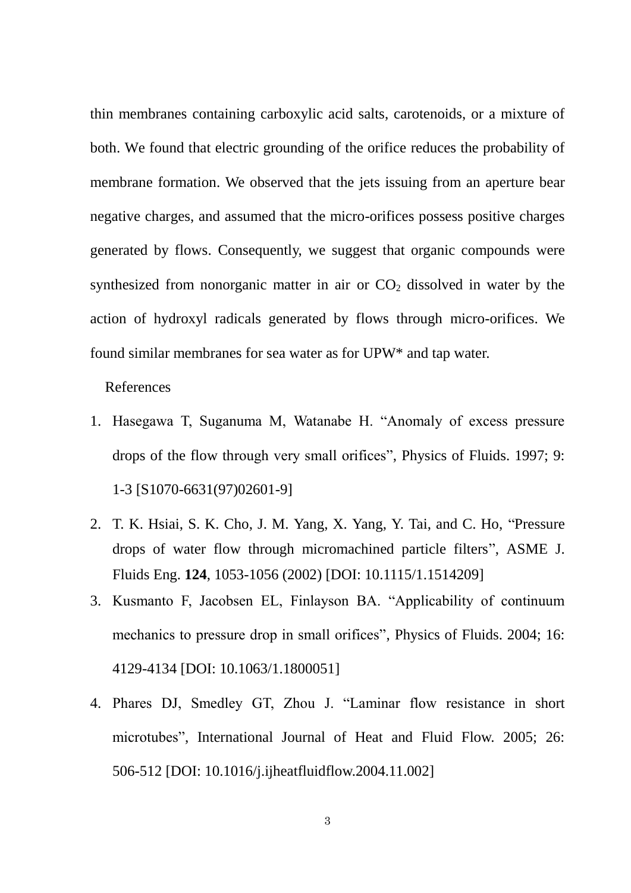thin membranes containing carboxylic acid salts, carotenoids, or a mixture of both. We found that electric grounding of the orifice reduces the probability of membrane formation. We observed that the jets issuing from an aperture bear negative charges, and assumed that the micro-orifices possess positive charges generated by flows. Consequently, we suggest that organic compounds were synthesized from nonorganic matter in air or $CO_2$ dissolved in water by the action of hydroxyl radicals generated by flows through micro-orifices. We found similar membranes for sea water as for UPW* and tap water.

References

1. Hasegawa T, Suganuma M, Watanabe H. "Anomaly of excess pressure drops of the flow through very small orifices", Physics of Fluids. 1997; 9: 1-3 [S1070-6631(97)02601-9]
2. T. K. Hsiai, S. K. Cho, J. M. Yang, X. Yang, Y. Tai, and C. Ho, "Pressure drops of water flow through micromachined particle filters", ASME J. Fluids Eng. **124**, 1053-1056 (2002) [DOI: 10.1115/1.1514209]
3. Kusmanto F, Jacobsen EL, Finlayson BA. "Applicability of continuum mechanics to pressure drop in small orifices", Physics of Fluids. 2004; 16: 4129-4134 [DOI: 10.1063/1.1800051]
4. Phares DJ, Smedley GT, Zhou J. "Laminar flow resistance in short microtubes", International Journal of Heat and Fluid Flow. 2005; 26: 506-512 [DOI: 10.1016/j.ijheatfluidflow.2004.11.002]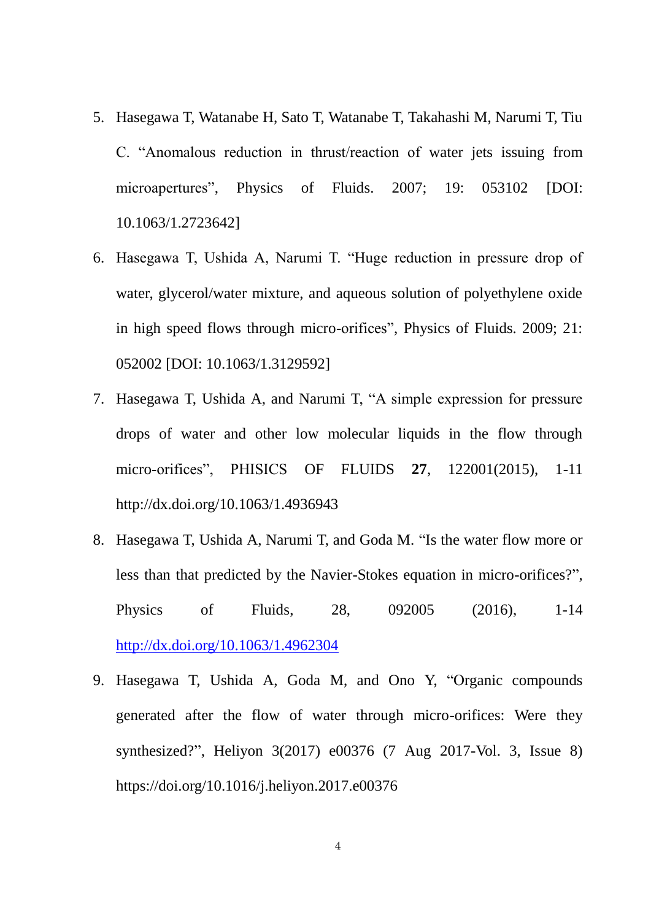5. Hasegawa T, Watanabe H, Sato T, Watanabe T, Takahashi M, Narumi T, Tiu C. "Anomalous reduction in thrust/reaction of water jets issuing from microapertures", Physics of Fluids. 2007; 19: 053102 [DOI: 10.1063/1.2723642]
6. Hasegawa T, Ushida A, Narumi T. "Huge reduction in pressure drop of water, glycerol/water mixture, and aqueous solution of polyethylene oxide in high speed flows through micro-orifices", Physics of Fluids. 2009; 21: 052002 [DOI: 10.1063/1.3129592]
7. Hasegawa T, Ushida A, and Narumi T, "A simple expression for pressure drops of water and other low molecular liquids in the flow through micro-orifices", PHISICS OF FLUIDS **27**, 122001(2015), 1-11 http://dx.doi.org/10.1063/1.4936943
8. Hasegawa T, Ushida A, Narumi T, and Goda M. "Is the water flow more or less than that predicted by the Navier-Stokes equation in micro-orifices?", Physics of Fluids, 28, 092005 (2016), 1-14 http://dx.doi.org/10.1063/1.4962304
9. Hasegawa T, Ushida A, Goda M, and Ono Y, "Organic compounds generated after the flow of water through micro-orifices: Were they synthesized?", Heliyon 3(2017) e00376 (7 Aug 2017-Vol. 3, Issue 8) https://doi.org/10.1016/j.heliyon.2017.e00376